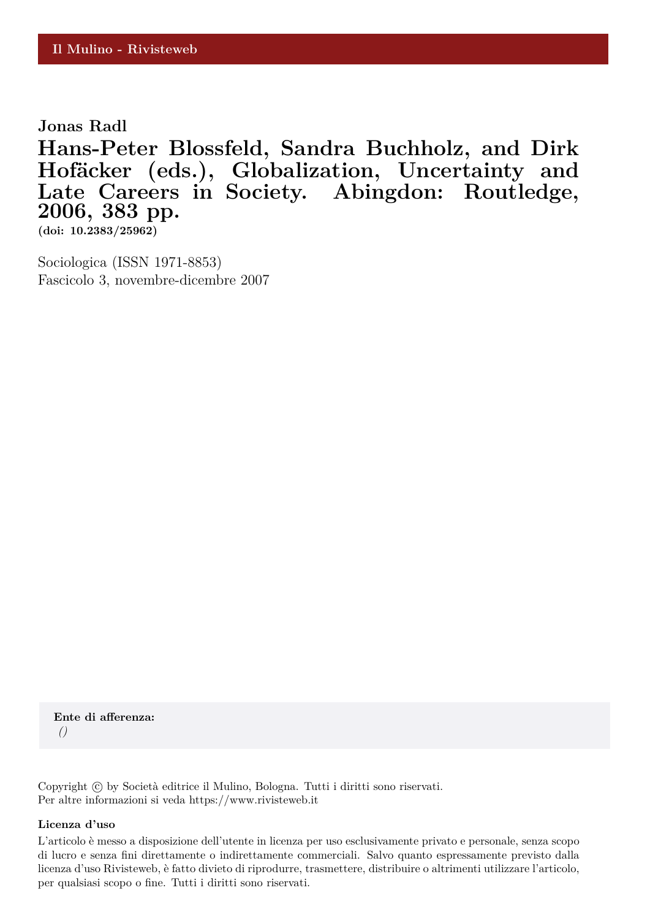Il Mulino - Rivisteweb

**Jonas Radl**

# Hans-Peter Blossfeld, Sandra Buchholz, and Dirk Hofäcker (eds.), Globalization, Uncertainty and Late Careers in Society. Abingdon: Routledge, 2006, 383 pp.

**(doi: 10.2383/25962)**

Sociologica (ISSN 1971-8853)
Fascicolo 3, novembre-dicembre 2007

**Ente di afferenza:**
*()*

Copyright © by Società editrice il Mulino, Bologna. Tutti i diritti sono riservati.
Per altre informazioni si veda https://www.rivisteweb.it

**Licenza d'uso**

L'articolo è messo a disposizione dell'utente in licenza per uso esclusivamente privato e personale, senza scopo di lucro e senza fini direttamente o indirettamente commerciali. Salvo quanto espressamente previsto dalla licenza d'uso Rivisteweb, è fatto divieto di riprodurre, trasmettere, distribuire o altrimenti utilizzare l'articolo, per qualsiasi scopo o fine. Tutti i diritti sono riservati.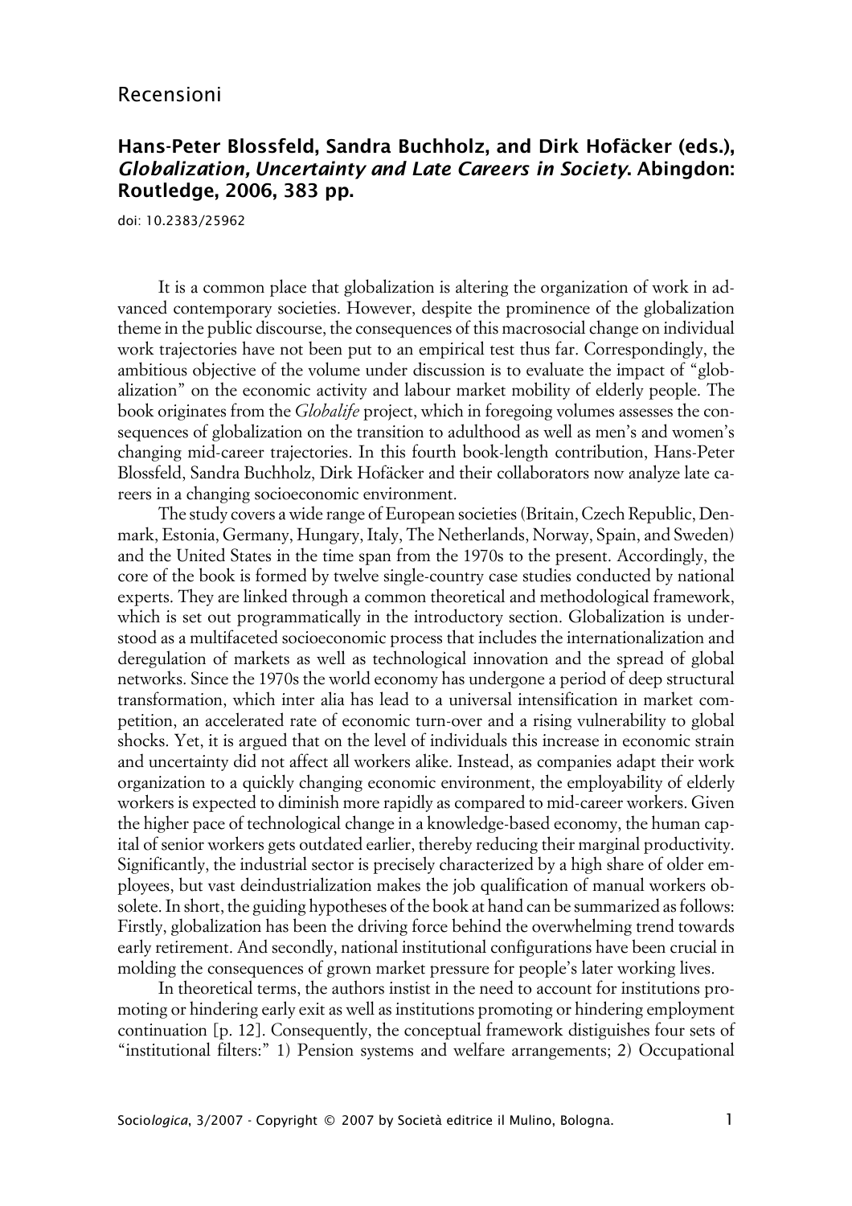Recensioni

## Hans-Peter Blossfeld, Sandra Buchholz, and Dirk Hofäcker (eds.), *Globalization, Uncertainty and Late Careers in Society*. Abingdon: Routledge, 2006, 383 pp.

doi: 10.2383/25962

It is a common place that globalization is altering the organization of work in advanced contemporary societies. However, despite the prominence of the globalization theme in the public discourse, the consequences of this macrosocial change on individual work trajectories have not been put to an empirical test thus far. Correspondingly, the ambitious objective of the volume under discussion is to evaluate the impact of "globalization" on the economic activity and labour market mobility of elderly people. The book originates from the *Globalife* project, which in foregoing volumes assesses the consequences of globalization on the transition to adulthood as well as men's and women's changing mid-career trajectories. In this fourth book-length contribution, Hans-Peter Blossfeld, Sandra Buchholz, Dirk Hofäcker and their collaborators now analyze late careers in a changing socioeconomic environment.

The study covers a wide range of European societies (Britain, Czech Republic, Denmark, Estonia, Germany, Hungary, Italy, The Netherlands, Norway, Spain, and Sweden) and the United States in the time span from the 1970s to the present. Accordingly, the core of the book is formed by twelve single-country case studies conducted by national experts. They are linked through a common theoretical and methodological framework, which is set out programmatically in the introductory section. Globalization is understood as a multifaceted socioeconomic process that includes the internationalization and deregulation of markets as well as technological innovation and the spread of global networks. Since the 1970s the world economy has undergone a period of deep structural transformation, which inter alia has lead to a universal intensification in market competition, an accelerated rate of economic turn-over and a rising vulnerability to global shocks. Yet, it is argued that on the level of individuals this increase in economic strain and uncertainty did not affect all workers alike. Instead, as companies adapt their work organization to a quickly changing economic environment, the employability of elderly workers is expected to diminish more rapidly as compared to mid-career workers. Given the higher pace of technological change in a knowledge-based economy, the human capital of senior workers gets outdated earlier, thereby reducing their marginal productivity. Significantly, the industrial sector is precisely characterized by a high share of older employees, but vast deindustrialization makes the job qualification of manual workers obsolete. In short, the guiding hypotheses of the book at hand can be summarized as follows: Firstly, globalization has been the driving force behind the overwhelming trend towards early retirement. And secondly, national institutional configurations have been crucial in molding the consequences of grown market pressure for people's later working lives.

In theoretical terms, the authors instist in the need to account for institutions promoting or hindering early exit as well as institutions promoting or hindering employment continuation [p. 12]. Consequently, the conceptual framework distiguishes four sets of "institutional filters:" 1) Pension systems and welfare arrangements; 2) Occupational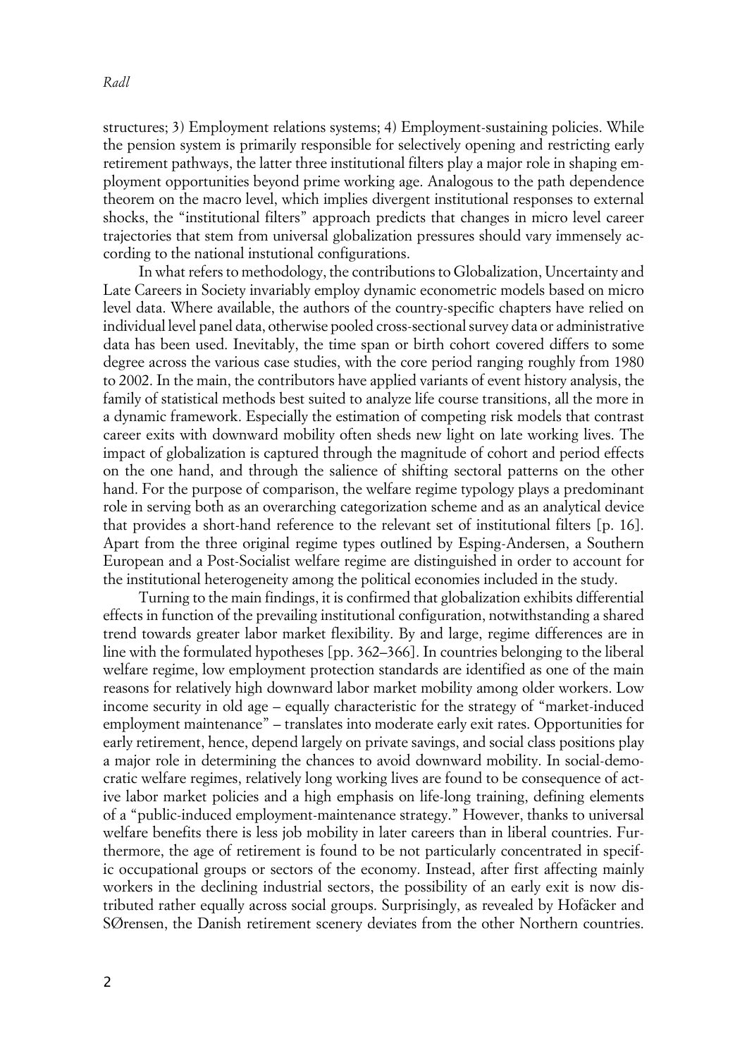structures; 3) Employment relations systems; 4) Employment-sustaining policies. While the pension system is primarily responsible for selectively opening and restricting early retirement pathways, the latter three institutional filters play a major role in shaping employment opportunities beyond prime working age. Analogous to the path dependence theorem on the macro level, which implies divergent institutional responses to external shocks, the "institutional filters" approach predicts that changes in micro level career trajectories that stem from universal globalization pressures should vary immensely according to the national instutional configurations.

In what refers to methodology, the contributions to Globalization, Uncertainty and Late Careers in Society invariably employ dynamic econometric models based on micro level data. Where available, the authors of the country-specific chapters have relied on individual level panel data, otherwise pooled cross-sectional survey data or administrative data has been used. Inevitably, the time span or birth cohort covered differs to some degree across the various case studies, with the core period ranging roughly from 1980 to 2002. In the main, the contributors have applied variants of event history analysis, the family of statistical methods best suited to analyze life course transitions, all the more in a dynamic framework. Especially the estimation of competing risk models that contrast career exits with downward mobility often sheds new light on late working lives. The impact of globalization is captured through the magnitude of cohort and period effects on the one hand, and through the salience of shifting sectoral patterns on the other hand. For the purpose of comparison, the welfare regime typology plays a predominant role in serving both as an overarching categorization scheme and as an analytical device that provides a short-hand reference to the relevant set of institutional filters [p. 16]. Apart from the three original regime types outlined by Esping-Andersen, a Southern European and a Post-Socialist welfare regime are distinguished in order to account for the institutional heterogeneity among the political economies included in the study.

Turning to the main findings, it is confirmed that globalization exhibits differential effects in function of the prevailing institutional configuration, notwithstanding a shared trend towards greater labor market flexibility. By and large, regime differences are in line with the formulated hypotheses [pp. 362–366]. In countries belonging to the liberal welfare regime, low employment protection standards are identified as one of the main reasons for relatively high downward labor market mobility among older workers. Low income security in old age – equally characteristic for the strategy of "market-induced employment maintenance" – translates into moderate early exit rates. Opportunities for early retirement, hence, depend largely on private savings, and social class positions play a major role in determining the chances to avoid downward mobility. In social-democratic welfare regimes, relatively long working lives are found to be consequence of active labor market policies and a high emphasis on life-long training, defining elements of a "public-induced employment-maintenance strategy." However, thanks to universal welfare benefits there is less job mobility in later careers than in liberal countries. Furthermore, the age of retirement is found to be not particularly concentrated in specific occupational groups or sectors of the economy. Instead, after first affecting mainly workers in the declining industrial sectors, the possibility of an early exit is now distributed rather equally across social groups. Surprisingly, as revealed by Hofäcker and SØrensen, the Danish retirement scenery deviates from the other Northern countries.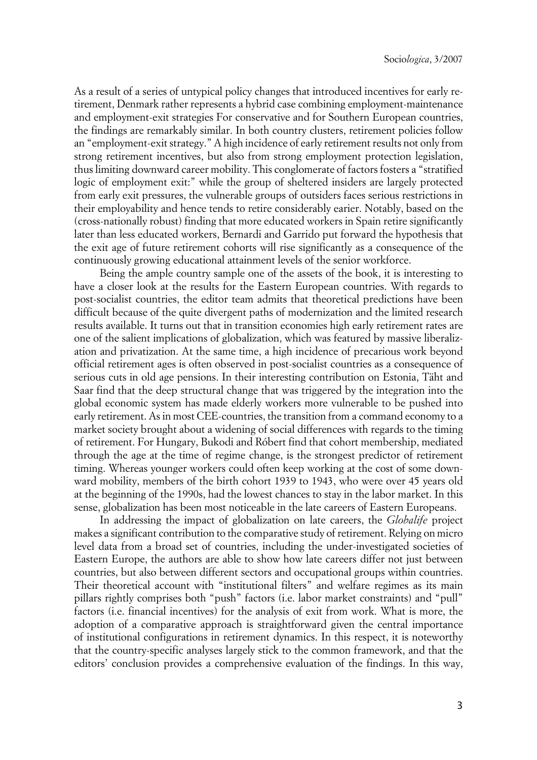As a result of a series of untypical policy changes that introduced incentives for early retirement, Denmark rather represents a hybrid case combining employment-maintenance and employment-exit strategies For conservative and for Southern European countries, the findings are remarkably similar. In both country clusters, retirement policies follow an "employment-exit strategy." A high incidence of early retirement results not only from strong retirement incentives, but also from strong employment protection legislation, thus limiting downward career mobility. This conglomerate of factors fosters a "stratified logic of employment exit:" while the group of sheltered insiders are largely protected from early exit pressures, the vulnerable groups of outsiders faces serious restrictions in their employability and hence tends to retire considerably earier. Notably, based on the (cross-nationally robust) finding that more educated workers in Spain retire significantly later than less educated workers, Bernardi and Garrido put forward the hypothesis that the exit age of future retirement cohorts will rise significantly as a consequence of the continuously growing educational attainment levels of the senior workforce.

Being the ample country sample one of the assets of the book, it is interesting to have a closer look at the results for the Eastern European countries. With regards to post-socialist countries, the editor team admits that theoretical predictions have been difficult because of the quite divergent paths of modernization and the limited research results available. It turns out that in transition economies high early retirement rates are one of the salient implications of globalization, which was featured by massive liberalization and privatization. At the same time, a high incidence of precarious work beyond official retirement ages is often observed in post-socialist countries as a consequence of serious cuts in old age pensions. In their interesting contribution on Estonia, Täht and Saar find that the deep structural change that was triggered by the integration into the global economic system has made elderly workers more vulnerable to be pushed into early retirement. As in most CEE-countries, the transition from a command economy to a market society brought about a widening of social differences with regards to the timing of retirement. For Hungary, Bukodi and Róbert find that cohort membership, mediated through the age at the time of regime change, is the strongest predictor of retirement timing. Whereas younger workers could often keep working at the cost of some downward mobility, members of the birth cohort 1939 to 1943, who were over 45 years old at the beginning of the 1990s, had the lowest chances to stay in the labor market. In this sense, globalization has been most noticeable in the late careers of Eastern Europeans.

In addressing the impact of globalization on late careers, the *Globalife* project makes a significant contribution to the comparative study of retirement. Relying on micro level data from a broad set of countries, including the under-investigated societies of Eastern Europe, the authors are able to show how late careers differ not just between countries, but also between different sectors and occupational groups within countries. Their theoretical account with "institutional filters" and welfare regimes as its main pillars rightly comprises both "push" factors (i.e. labor market constraints) and "pull" factors (i.e. financial incentives) for the analysis of exit from work. What is more, the adoption of a comparative approach is straightforward given the central importance of institutional configurations in retirement dynamics. In this respect, it is noteworthy that the country-specific analyses largely stick to the common framework, and that the editors' conclusion provides a comprehensive evaluation of the findings. In this way,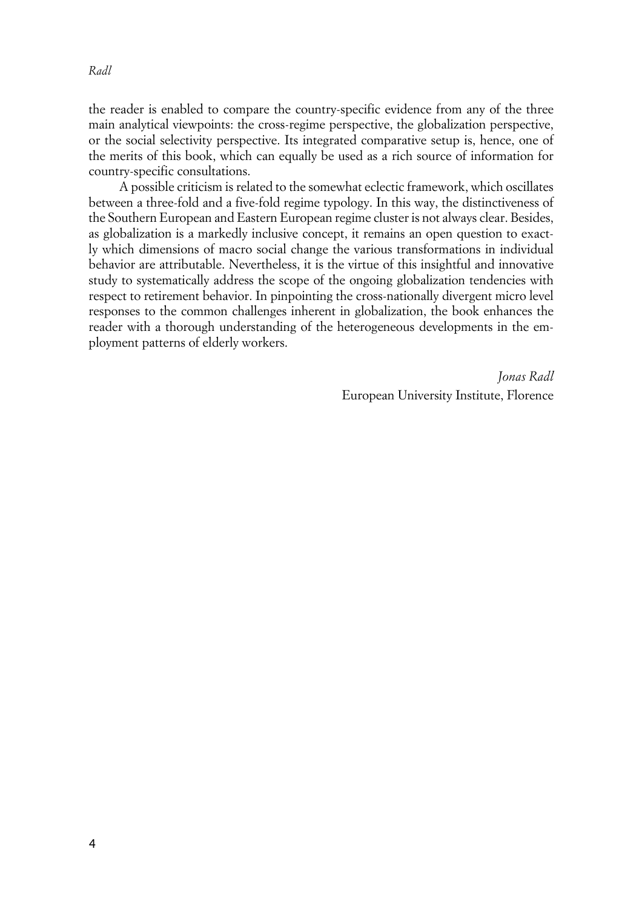the reader is enabled to compare the country-specific evidence from any of the three main analytical viewpoints: the cross-regime perspective, the globalization perspective, or the social selectivity perspective. Its integrated comparative setup is, hence, one of the merits of this book, which can equally be used as a rich source of information for country-specific consultations.

A possible criticism is related to the somewhat eclectic framework, which oscillates between a three-fold and a five-fold regime typology. In this way, the distinctiveness of the Southern European and Eastern European regime cluster is not always clear. Besides, as globalization is a markedly inclusive concept, it remains an open question to exactly which dimensions of macro social change the various transformations in individual behavior are attributable. Nevertheless, it is the virtue of this insightful and innovative study to systematically address the scope of the ongoing globalization tendencies with respect to retirement behavior. In pinpointing the cross-nationally divergent micro level responses to the common challenges inherent in globalization, the book enhances the reader with a thorough understanding of the heterogeneous developments in the employment patterns of elderly workers.

*Jonas Radl*
European University Institute, Florence